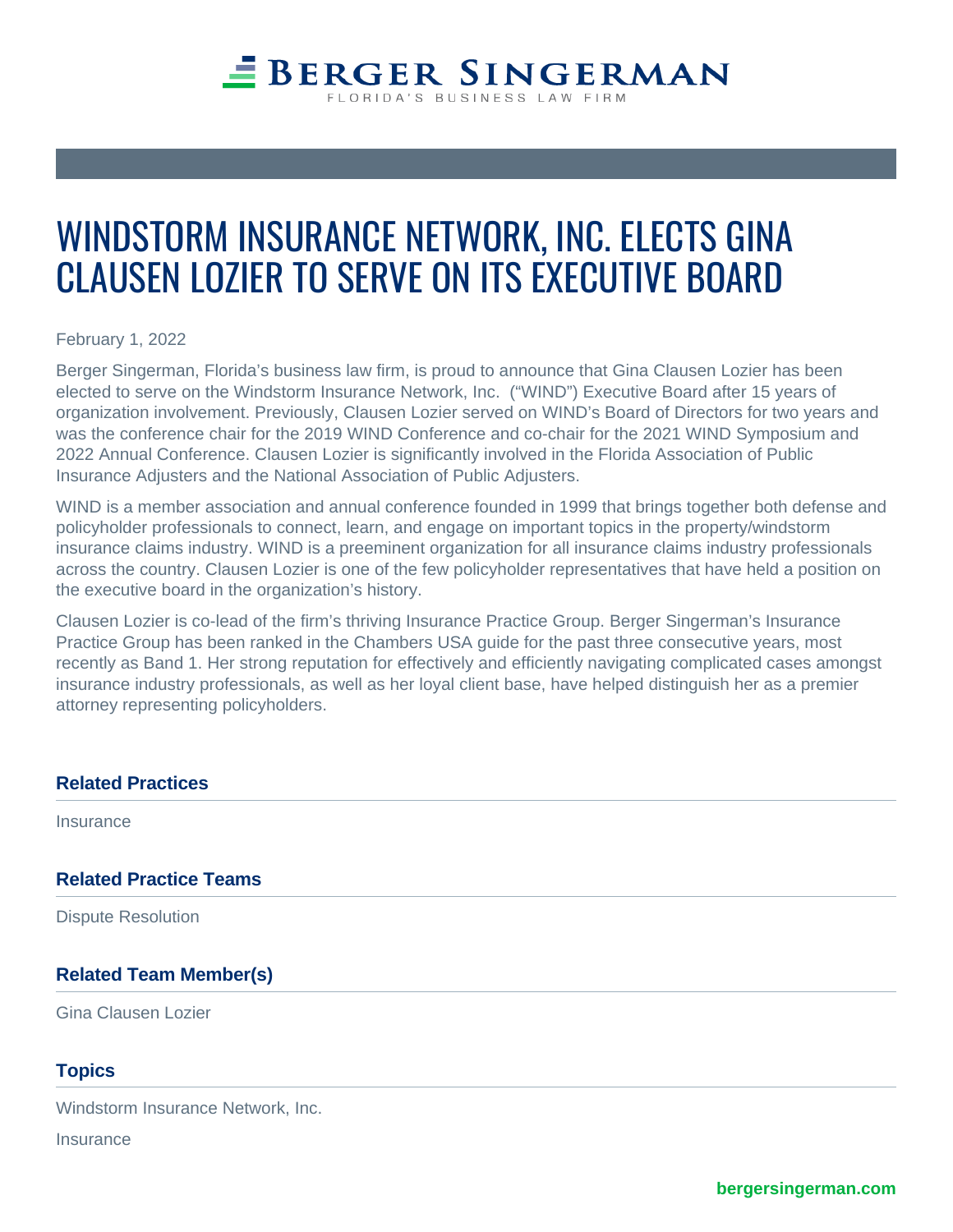# WINDSTORM INSURANCE NETWORK, INC. ELECTS GINA CLAUSEN LOZIER TO SERVE ON ITS EXECUTIVE BOARD

February 1, 2022

Berger Singerman, Florida's business law firm, is proud to announce that Gina Clausen Lozier has been elected to serve on the Windstorm Insurance Network, Inc. ("WIND") Executive Board after 15 years of organization involvement. Previously, Clausen Lozier served on WIND's Board of Directors for two years and was the conference chair for the 2019 WIND Conference and co-chair for the 2021 WIND Symposium and 2022 Annual Conference. Clausen Lozier is significantly involved in the Florida Association of Public Insurance Adjusters and the National Association of Public Adjusters.

WIND is a member association and annual conference founded in 1999 that brings together both defense and policyholder professionals to connect, learn, and engage on important topics in the property/windstorm insurance claims industry. WIND is a preeminent organization for all insurance claims industry professionals across the country. Clausen Lozier is one of the few policyholder representatives that have held a position on the executive board in the organization's history.

Clausen Lozier is co-lead of the firm's thriving Insurance Practice Group. Berger Singerman's Insurance Practice Group has been ranked in the Chambers USA guide for the past three consecutive years, most recently as Band 1. Her strong reputation for effectively and efficiently navigating complicated cases amongst insurance industry professionals, as well as her loyal client base, have helped distinguish her as a premier attorney representing policyholders.

### Related Practices

Insurance

### Related Practice Teams

Dispute Resolution

### Related Team Member(s)

Gina Clausen Lozier

### Topics

Windstorm Insurance Network, Inc.

Insurance